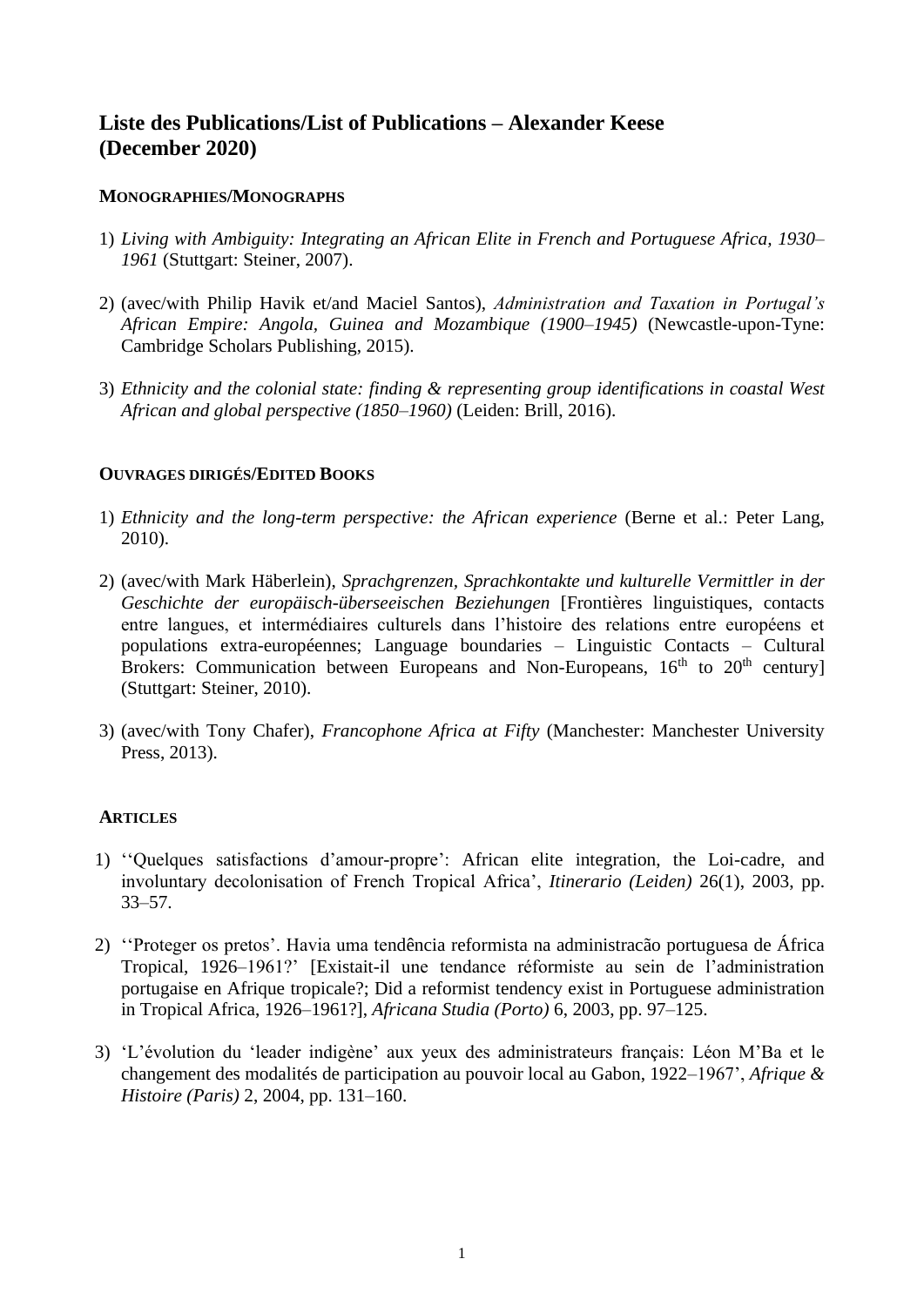# Liste des Publications/List of Publications – Alexander Keese (December 2020)

## MONOGRAPHIES/MONOGRAPHS

1) *Living with Ambiguity: Integrating an African Elite in French and Portuguese Africa, 1930–1961* (Stuttgart: Steiner, 2007).

2) (avec/with Philip Havik et/and Maciel Santos), *Administration and Taxation in Portugal's African Empire: Angola, Guinea and Mozambique (1900–1945)* (Newcastle-upon-Tyne: Cambridge Scholars Publishing, 2015).

3) *Ethnicity and the colonial state: finding & representing group identifications in coastal West African and global perspective (1850–1960)* (Leiden: Brill, 2016).

## OUVRAGES DIRIGÉS/EDITED BOOKS

1) *Ethnicity and the long-term perspective: the African experience* (Berne et al.: Peter Lang, 2010).

2) (avec/with Mark Häberlein), *Sprachgrenzen, Sprachkontakte und kulturelle Vermittler in der Geschichte der europäisch-überseeischen Beziehungen* [Frontières linguistiques, contacts entre langues, et intermédiaires culturels dans l'histoire des relations entre européens et populations extra-européennes; Language boundaries – Linguistic Contacts – Cultural Brokers: Communication between Europeans and Non-Europeans, 16th to 20th century] (Stuttgart: Steiner, 2010).

3) (avec/with Tony Chafer), *Francophone Africa at Fifty* (Manchester: Manchester University Press, 2013).

## ARTICLES

1) ''Quelques satisfactions d'amour-propre': African elite integration, the Loi-cadre, and involuntary decolonisation of French Tropical Africa', *Itinerario (Leiden)* 26(1), 2003, pp. 33–57.

2) ''Proteger os pretos'. Havia uma tendência reformista na administracão portuguesa de África Tropical, 1926–1961?' [Existait-il une tendance réformiste au sein de l'administration portugaise en Afrique tropicale?; Did a reformist tendency exist in Portuguese administration in Tropical Africa, 1926–1961?], *Africana Studia (Porto)* 6, 2003, pp. 97–125.

3) 'L'évolution du 'leader indigène' aux yeux des administrateurs français: Léon M'Ba et le changement des modalités de participation au pouvoir local au Gabon, 1922–1967', *Afrique & Histoire (Paris)* 2, 2004, pp. 131–160.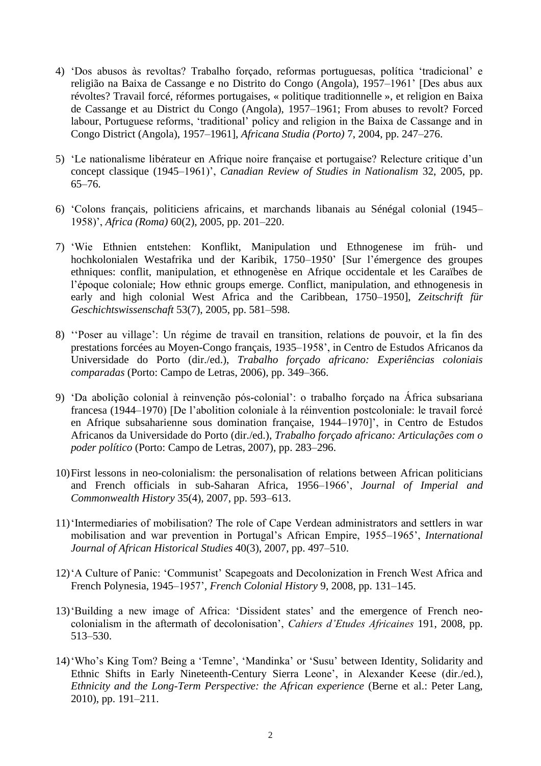4) 'Dos abusos às revoltas? Trabalho forçado, reformas portuguesas, política 'tradicional' e religião na Baixa de Cassange e no Distrito do Congo (Angola), 1957–1961' [Des abus aux révoltes? Travail forcé, réformes portugaises, « politique traditionnelle », et religion en Baixa de Cassange et au District du Congo (Angola), 1957–1961; From abuses to revolt? Forced labour, Portuguese reforms, 'traditional' policy and religion in the Baixa de Cassange and in Congo District (Angola), 1957–1961], *Africana Studia (Porto)* 7, 2004, pp. 247–276.

5) 'Le nationalisme libérateur en Afrique noire française et portugaise? Relecture critique d'un concept classique (1945–1961)', *Canadian Review of Studies in Nationalism* 32, 2005, pp. 65–76.

6) 'Colons français, politiciens africains, et marchands libanais au Sénégal colonial (1945–1958)', *Africa (Roma)* 60(2), 2005, pp. 201–220.

7) 'Wie Ethnien entstehen: Konflikt, Manipulation und Ethnogenese im früh- und hochkolonialen Westafrika und der Karibik, 1750–1950' [Sur l'émergence des groupes ethniques: conflit, manipulation, et ethnogenèse en Afrique occidentale et les Caraïbes de l'époque coloniale; How ethnic groups emerge. Conflict, manipulation, and ethnogenesis in early and high colonial West Africa and the Caribbean, 1750–1950], *Zeitschrift für Geschichtswissenschaft* 53(7), 2005, pp. 581–598.

8) ''Poser au village': Un régime de travail en transition, relations de pouvoir, et la fin des prestations forcées au Moyen-Congo français, 1935–1958', in Centro de Estudos Africanos da Universidade do Porto (dir./ed.), *Trabalho forçado africano: Experiências coloniais comparadas* (Porto: Campo de Letras, 2006), pp. 349–366.

9) 'Da abolição colonial à reinvenção pós-colonial': o trabalho forçado na África subsariana francesa (1944–1970) [De l'abolition coloniale à la réinvention postcoloniale: le travail forcé en Afrique subsaharienne sous domination française, 1944–1970]', in Centro de Estudos Africanos da Universidade do Porto (dir./ed.), *Trabalho forçado africano: Articulações com o poder político* (Porto: Campo de Letras, 2007), pp. 283–296.

10) First lessons in neo-colonialism: the personalisation of relations between African politicians and French officials in sub-Saharan Africa, 1956–1966', *Journal of Imperial and Commonwealth History* 35(4), 2007, pp. 593–613.

11) 'Intermediaries of mobilisation? The role of Cape Verdean administrators and settlers in war mobilisation and war prevention in Portugal's African Empire, 1955–1965', *International Journal of African Historical Studies* 40(3), 2007, pp. 497–510.

12) 'A Culture of Panic: 'Communist' Scapegoats and Decolonization in French West Africa and French Polynesia, 1945–1957', *French Colonial History* 9, 2008, pp. 131–145.

13) 'Building a new image of Africa: 'Dissident states' and the emergence of French neo-colonialism in the aftermath of decolonisation', *Cahiers d'Etudes Africaines* 191, 2008, pp. 513–530.

14) 'Who's King Tom? Being a 'Temne', 'Mandinka' or 'Susu' between Identity, Solidarity and Ethnic Shifts in Early Nineteenth-Century Sierra Leone', in Alexander Keese (dir./ed.), *Ethnicity and the Long-Term Perspective: the African experience* (Berne et al.: Peter Lang, 2010), pp. 191–211.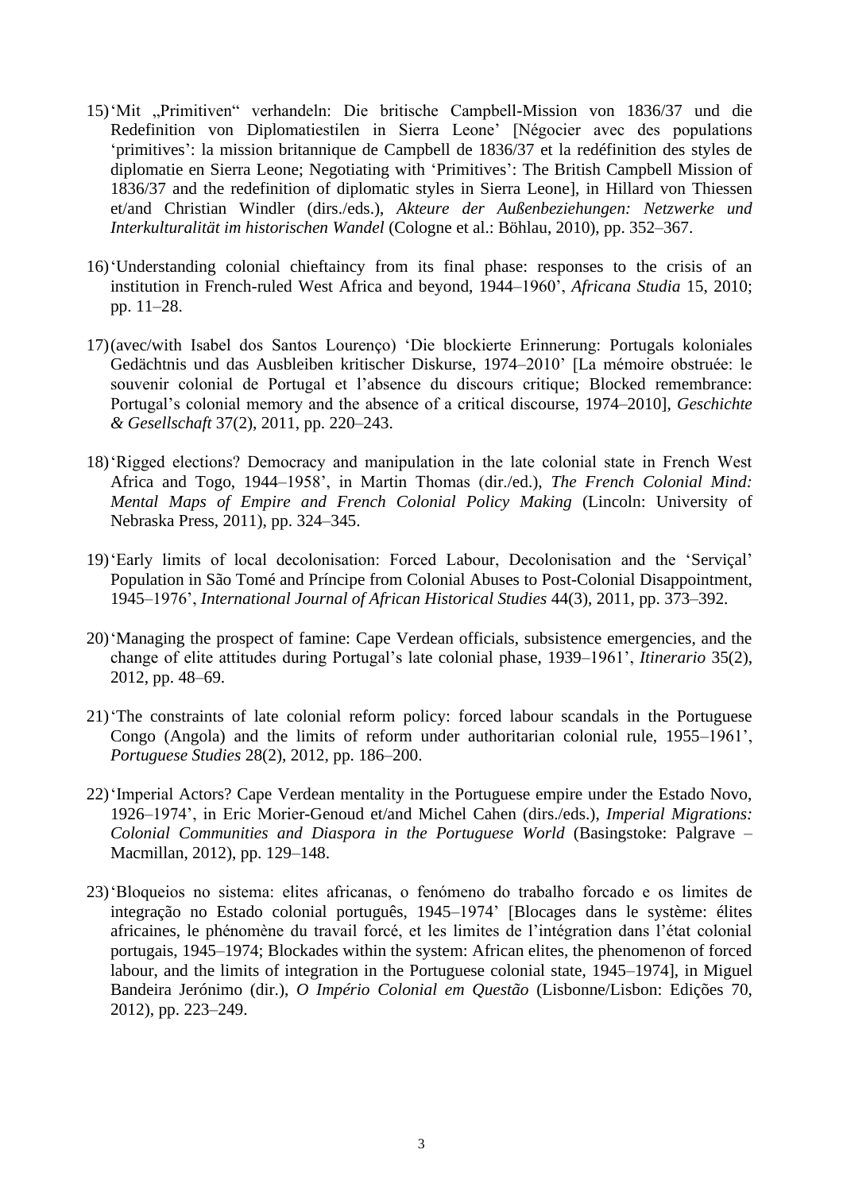15) 'Mit „Primitiven" verhandeln: Die britische Campbell-Mission von 1836/37 und die Redefinition von Diplomatiestilen in Sierra Leone' [Négocier avec des populations 'primitives': la mission britannique de Campbell de 1836/37 et la redéfinition des styles de diplomatie en Sierra Leone; Negotiating with 'Primitives': The British Campbell Mission of 1836/37 and the redefinition of diplomatic styles in Sierra Leone], in Hillard von Thiessen et/and Christian Windler (dirs./eds.), *Akteure der Außenbeziehungen: Netzwerke und Interkulturalität im historischen Wandel* (Cologne et al.: Böhlau, 2010), pp. 352–367.

16) 'Understanding colonial chieftaincy from its final phase: responses to the crisis of an institution in French-ruled West Africa and beyond, 1944–1960', *Africana Studia* 15, 2010; pp. 11–28.

17) (avec/with Isabel dos Santos Lourenço) 'Die blockierte Erinnerung: Portugals koloniales Gedächtnis und das Ausbleiben kritischer Diskurse, 1974–2010' [La mémoire obstruée: le souvenir colonial de Portugal et l'absence du discours critique; Blocked remembrance: Portugal's colonial memory and the absence of a critical discourse, 1974–2010], *Geschichte & Gesellschaft* 37(2), 2011, pp. 220–243.

18) 'Rigged elections? Democracy and manipulation in the late colonial state in French West Africa and Togo, 1944–1958', in Martin Thomas (dir./ed.), *The French Colonial Mind: Mental Maps of Empire and French Colonial Policy Making* (Lincoln: University of Nebraska Press, 2011), pp. 324–345.

19) 'Early limits of local decolonisation: Forced Labour, Decolonisation and the 'Serviçal' Population in São Tomé and Príncipe from Colonial Abuses to Post-Colonial Disappointment, 1945–1976', *International Journal of African Historical Studies* 44(3), 2011, pp. 373–392.

20) 'Managing the prospect of famine: Cape Verdean officials, subsistence emergencies, and the change of elite attitudes during Portugal's late colonial phase, 1939–1961', *Itinerario* 35(2), 2012, pp. 48–69.

21) 'The constraints of late colonial reform policy: forced labour scandals in the Portuguese Congo (Angola) and the limits of reform under authoritarian colonial rule, 1955–1961', *Portuguese Studies* 28(2), 2012, pp. 186–200.

22) 'Imperial Actors? Cape Verdean mentality in the Portuguese empire under the Estado Novo, 1926–1974', in Eric Morier-Genoud et/and Michel Cahen (dirs./eds.), *Imperial Migrations: Colonial Communities and Diaspora in the Portuguese World* (Basingstoke: Palgrave – Macmillan, 2012), pp. 129–148.

23) 'Bloqueios no sistema: elites africanas, o fenómeno do trabalho forcado e os limites de integração no Estado colonial português, 1945–1974' [Blocages dans le système: élites africaines, le phénomène du travail forcé, et les limites de l'intégration dans l'état colonial portugais, 1945–1974; Blockades within the system: African elites, the phenomenon of forced labour, and the limits of integration in the Portuguese colonial state, 1945–1974], in Miguel Bandeira Jerónimo (dir.), *O Império Colonial em Questão* (Lisbonne/Lisbon: Edições 70, 2012), pp. 223–249.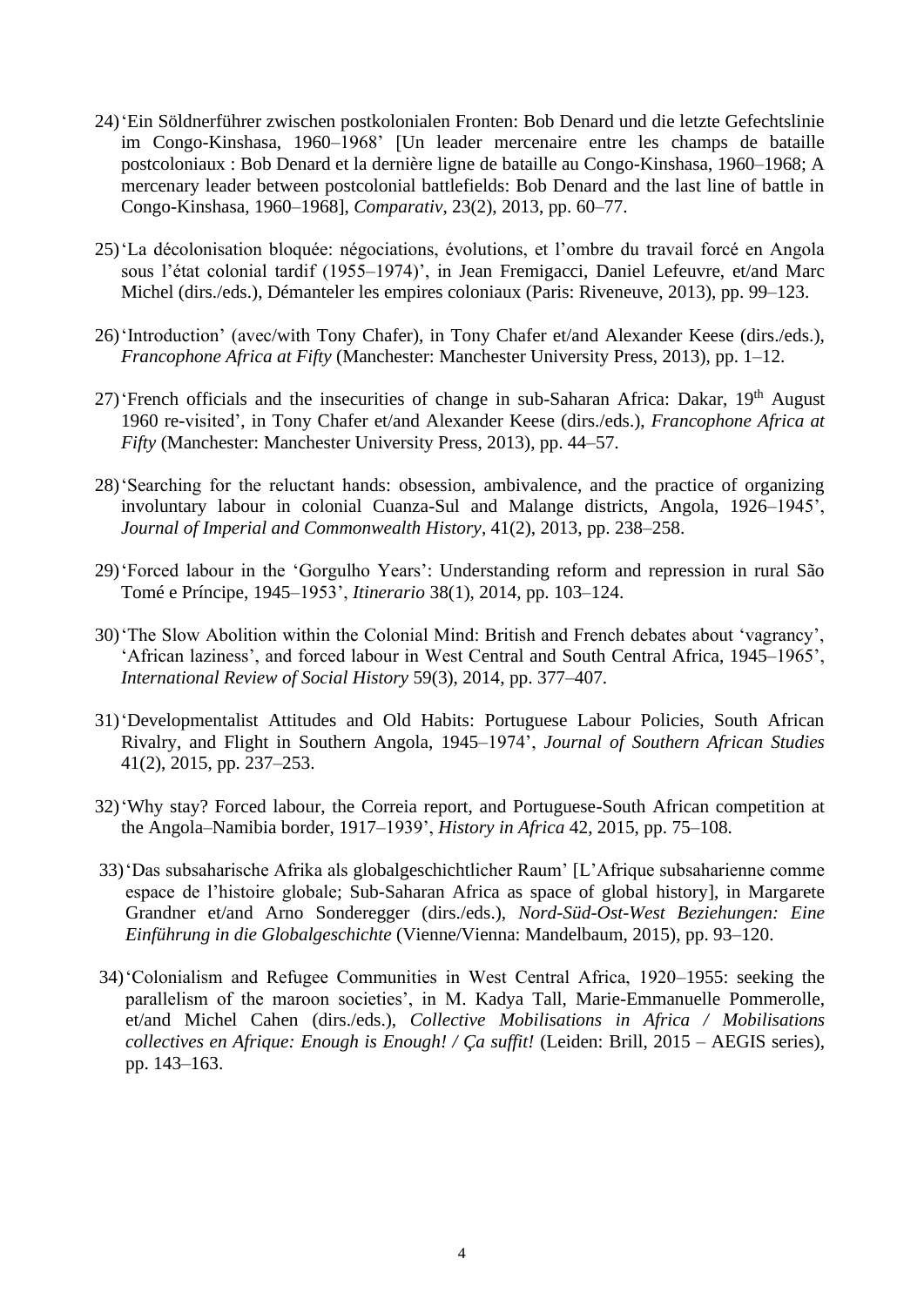24) 'Ein Söldnerführer zwischen postkolonialen Fronten: Bob Denard und die letzte Gefechtslinie im Congo-Kinshasa, 1960–1968' [Un leader mercenaire entre les champs de bataille postcoloniaux : Bob Denard et la dernière ligne de bataille au Congo-Kinshasa, 1960–1968; A mercenary leader between postcolonial battlefields: Bob Denard and the last line of battle in Congo-Kinshasa, 1960–1968], *Comparativ*, 23(2), 2013, pp. 60–77.

25) 'La décolonisation bloquée: négociations, évolutions, et l'ombre du travail forcé en Angola sous l'état colonial tardif (1955–1974)', in Jean Fremigacci, Daniel Lefeuvre, et/and Marc Michel (dirs./eds.), Démanteler les empires coloniaux (Paris: Riveneuve, 2013), pp. 99–123.

26) 'Introduction' (avec/with Tony Chafer), in Tony Chafer et/and Alexander Keese (dirs./eds.), *Francophone Africa at Fifty* (Manchester: Manchester University Press, 2013), pp. 1–12.

27) 'French officials and the insecurities of change in sub-Saharan Africa: Dakar, 19th August 1960 re-visited', in Tony Chafer et/and Alexander Keese (dirs./eds.), *Francophone Africa at Fifty* (Manchester: Manchester University Press, 2013), pp. 44–57.

28) 'Searching for the reluctant hands: obsession, ambivalence, and the practice of organizing involuntary labour in colonial Cuanza-Sul and Malange districts, Angola, 1926–1945', *Journal of Imperial and Commonwealth History*, 41(2), 2013, pp. 238–258.

29) 'Forced labour in the 'Gorgulho Years': Understanding reform and repression in rural São Tomé e Príncipe, 1945–1953', *Itinerario* 38(1), 2014, pp. 103–124.

30) 'The Slow Abolition within the Colonial Mind: British and French debates about 'vagrancy', 'African laziness', and forced labour in West Central and South Central Africa, 1945–1965', *International Review of Social History* 59(3), 2014, pp. 377–407.

31) 'Developmentalist Attitudes and Old Habits: Portuguese Labour Policies, South African Rivalry, and Flight in Southern Angola, 1945–1974', *Journal of Southern African Studies* 41(2), 2015, pp. 237–253.

32) 'Why stay? Forced labour, the Correia report, and Portuguese-South African competition at the Angola–Namibia border, 1917–1939', *History in Africa* 42, 2015, pp. 75–108.

33) 'Das subsaharische Afrika als globalgeschichtlicher Raum' [L'Afrique subsaharienne comme espace de l'histoire globale; Sub-Saharan Africa as space of global history], in Margarete Grandner et/and Arno Sonderegger (dirs./eds.), *Nord-Süd-Ost-West Beziehungen: Eine Einführung in die Globalgeschichte* (Vienne/Vienna: Mandelbaum, 2015), pp. 93–120.

34) 'Colonialism and Refugee Communities in West Central Africa, 1920–1955: seeking the parallelism of the maroon societies', in M. Kadya Tall, Marie-Emmanuelle Pommerolle, et/and Michel Cahen (dirs./eds.), *Collective Mobilisations in Africa / Mobilisations collectives en Afrique: Enough is Enough! / Ça suffit!* (Leiden: Brill, 2015 – AEGIS series), pp. 143–163.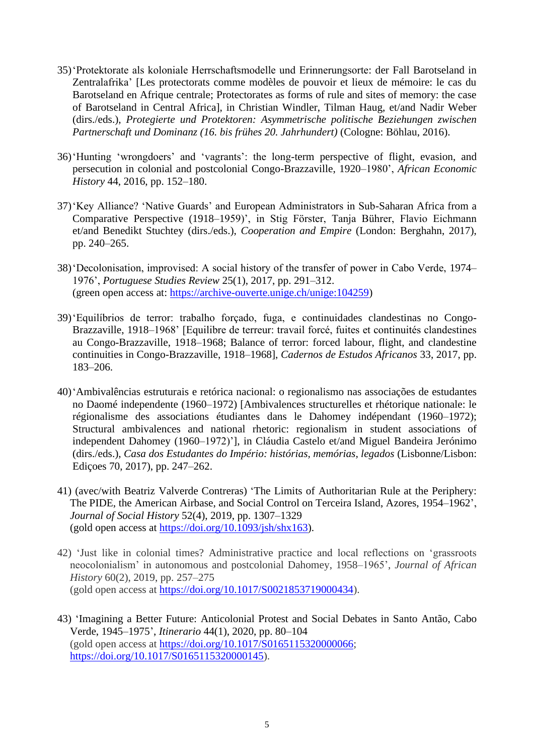35) 'Protektorate als koloniale Herrschaftsmodelle und Erinnerungsorte: der Fall Barotseland in Zentralafrika' [Les protectorats comme modèles de pouvoir et lieux de mémoire: le cas du Barotseland en Afrique centrale; Protectorates as forms of rule and sites of memory: the case of Barotseland in Central Africa], in Christian Windler, Tilman Haug, et/and Nadir Weber (dirs./eds.), *Protegierte und Protektoren: Asymmetrische politische Beziehungen zwischen Partnerschaft und Dominanz (16. bis frühes 20. Jahrhundert)* (Cologne: Böhlau, 2016).

36) 'Hunting 'wrongdoers' and 'vagrants': the long-term perspective of flight, evasion, and persecution in colonial and postcolonial Congo-Brazzaville, 1920–1980', *African Economic History* 44, 2016, pp. 152–180.

37) 'Key Alliance? 'Native Guards' and European Administrators in Sub-Saharan Africa from a Comparative Perspective (1918–1959)', in Stig Förster, Tanja Bührer, Flavio Eichmann et/and Benedikt Stuchtey (dirs./eds.), *Cooperation and Empire* (London: Berghahn, 2017), pp. 240–265.

38) 'Decolonisation, improvised: A social history of the transfer of power in Cabo Verde, 1974–1976', *Portuguese Studies Review* 25(1), 2017, pp. 291–312.
(green open access at: https://archive-ouverte.unige.ch/unige:104259)

39) 'Equilíbrios de terror: trabalho forçado, fuga, e continuidades clandestinas no Congo-Brazzaville, 1918–1968' [Equilibre de terreur: travail forcé, fuites et continuités clandestines au Congo-Brazzaville, 1918–1968; Balance of terror: forced labour, flight, and clandestine continuities in Congo-Brazzaville, 1918–1968], *Cadernos de Estudos Africanos* 33, 2017, pp. 183–206.

40) 'Ambivalências estruturais e retórica nacional: o regionalismo nas associações de estudantes no Daomé independente (1960–1972) [Ambivalences structurelles et rhétorique nationale: le régionalisme des associations étudiantes dans le Dahomey indépendant (1960–1972); Structural ambivalences and national rhetoric: regionalism in student associations of independent Dahomey (1960–1972)'], in Cláudia Castelo et/and Miguel Bandeira Jerónimo (dirs./eds.), *Casa dos Estudantes do Império: histórias, memórias, legados* (Lisbonne/Lisbon: Ediçoes 70, 2017), pp. 247–262.

41) (avec/with Beatriz Valverde Contreras) 'The Limits of Authoritarian Rule at the Periphery: The PIDE, the American Airbase, and Social Control on Terceira Island, Azores, 1954–1962', *Journal of Social History* 52(4), 2019, pp. 1307–1329
(gold open access at https://doi.org/10.1093/jsh/shx163).

42) 'Just like in colonial times? Administrative practice and local reflections on 'grassroots neocolonialism' in autonomous and postcolonial Dahomey, 1958–1965', *Journal of African History* 60(2), 2019, pp. 257–275
(gold open access at https://doi.org/10.1017/S0021853719000434).

43) 'Imagining a Better Future: Anticolonial Protest and Social Debates in Santo Antão, Cabo Verde, 1945–1975', *Itinerario* 44(1), 2020, pp. 80–104
(gold open access at https://doi.org/10.1017/S0165115320000066; https://doi.org/10.1017/S0165115320000145).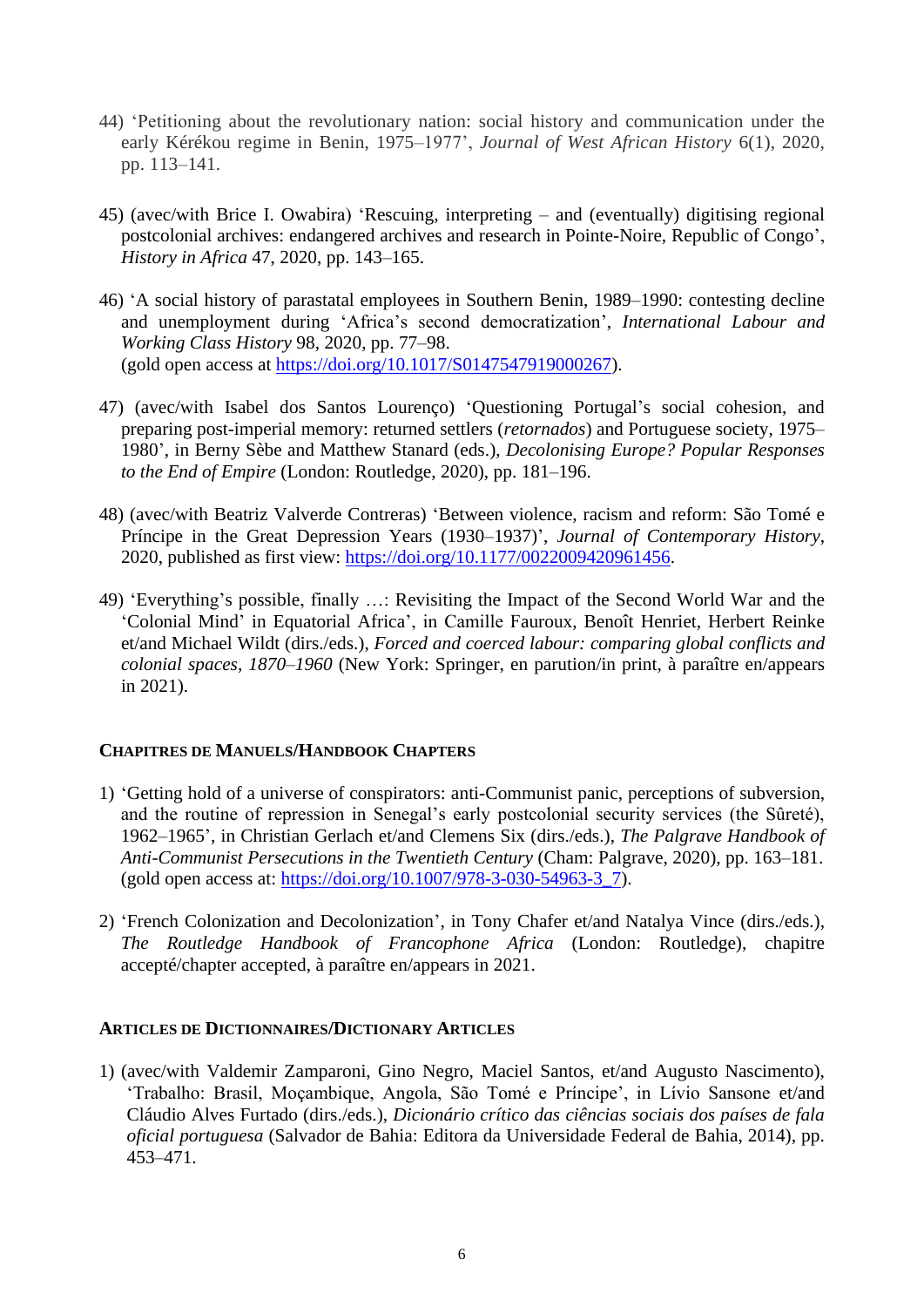44) 'Petitioning about the revolutionary nation: social history and communication under the early Kérékou regime in Benin, 1975–1977', *Journal of West African History* 6(1), 2020, pp. 113–141.

45) (avec/with Brice I. Owabira) 'Rescuing, interpreting – and (eventually) digitising regional postcolonial archives: endangered archives and research in Pointe-Noire, Republic of Congo', *History in Africa* 47, 2020, pp. 143–165.

46) 'A social history of parastatal employees in Southern Benin, 1989–1990: contesting decline and unemployment during 'Africa's second democratization', *International Labour and Working Class History* 98, 2020, pp. 77–98.
(gold open access at https://doi.org/10.1017/S0147547919000267).

47) (avec/with Isabel dos Santos Lourenço) 'Questioning Portugal's social cohesion, and preparing post-imperial memory: returned settlers (*retornados*) and Portuguese society, 1975–1980', in Berny Sèbe and Matthew Stanard (eds.), *Decolonising Europe? Popular Responses to the End of Empire* (London: Routledge, 2020), pp. 181–196.

48) (avec/with Beatriz Valverde Contreras) 'Between violence, racism and reform: São Tomé e Príncipe in the Great Depression Years (1930–1937)', *Journal of Contemporary History*, 2020, published as first view: https://doi.org/10.1177/0022009420961456.

49) 'Everything's possible, finally …: Revisiting the Impact of the Second World War and the 'Colonial Mind' in Equatorial Africa', in Camille Fauroux, Benoît Henriet, Herbert Reinke et/and Michael Wildt (dirs./eds.), *Forced and coerced labour: comparing global conflicts and colonial spaces, 1870–1960* (New York: Springer, en parution/in print, à paraître en/appears in 2021).

### CHAPITRES DE MANUELS/HANDBOOK CHAPTERS

1) 'Getting hold of a universe of conspirators: anti-Communist panic, perceptions of subversion, and the routine of repression in Senegal's early postcolonial security services (the Sûreté), 1962–1965', in Christian Gerlach et/and Clemens Six (dirs./eds.), *The Palgrave Handbook of Anti-Communist Persecutions in the Twentieth Century* (Cham: Palgrave, 2020), pp. 163–181.
(gold open access at: https://doi.org/10.1007/978-3-030-54963-3_7).

2) 'French Colonization and Decolonization', in Tony Chafer et/and Natalya Vince (dirs./eds.), *The Routledge Handbook of Francophone Africa* (London: Routledge), chapitre accepté/chapter accepted, à paraître en/appears in 2021.

### ARTICLES DE DICTIONNAIRES/DICTIONARY ARTICLES

1) (avec/with Valdemir Zamparoni, Gino Negro, Maciel Santos, et/and Augusto Nascimento), 'Trabalho: Brasil, Moçambique, Angola, São Tomé e Príncipe', in Lívio Sansone et/and Cláudio Alves Furtado (dirs./eds.), *Dicionário crítico das ciências sociais dos países de fala oficial portuguesa* (Salvador de Bahia: Editora da Universidade Federal de Bahia, 2014), pp. 453–471.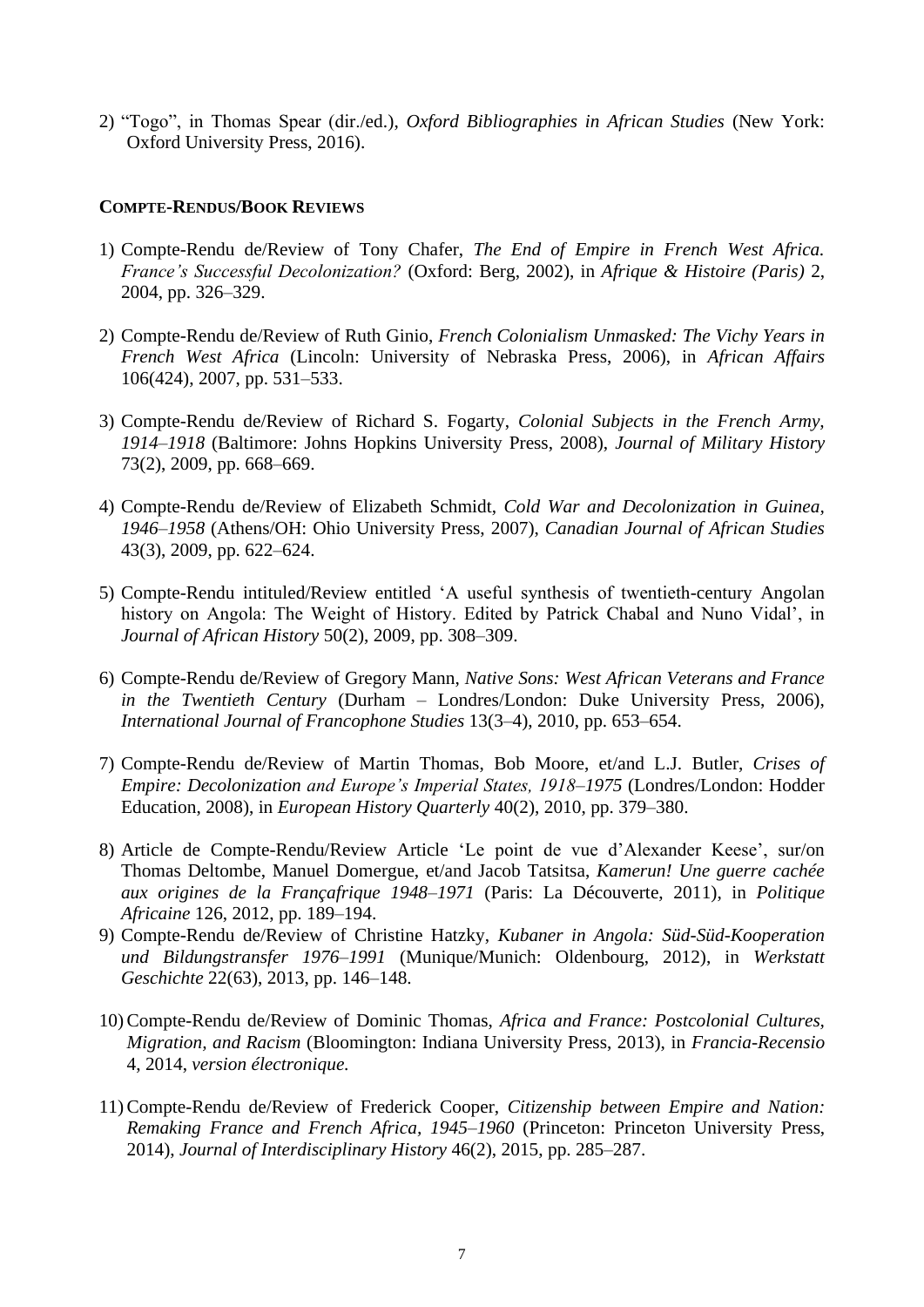2) "Togo", in Thomas Spear (dir./ed.), *Oxford Bibliographies in African Studies* (New York: Oxford University Press, 2016).

**COMPTE-RENDUS/BOOK REVIEWS**

1) Compte-Rendu de/Review of Tony Chafer, *The End of Empire in French West Africa. France's Successful Decolonization?* (Oxford: Berg, 2002), in *Afrique & Histoire (Paris)* 2, 2004, pp. 326–329.

2) Compte-Rendu de/Review of Ruth Ginio, *French Colonialism Unmasked: The Vichy Years in French West Africa* (Lincoln: University of Nebraska Press, 2006), in *African Affairs* 106(424), 2007, pp. 531–533.

3) Compte-Rendu de/Review of Richard S. Fogarty, *Colonial Subjects in the French Army, 1914–1918* (Baltimore: Johns Hopkins University Press, 2008), *Journal of Military History* 73(2), 2009, pp. 668–669.

4) Compte-Rendu de/Review of Elizabeth Schmidt, *Cold War and Decolonization in Guinea, 1946–1958* (Athens/OH: Ohio University Press, 2007), *Canadian Journal of African Studies* 43(3), 2009, pp. 622–624.

5) Compte-Rendu intituled/Review entitled 'A useful synthesis of twentieth-century Angolan history on Angola: The Weight of History. Edited by Patrick Chabal and Nuno Vidal', in *Journal of African History* 50(2), 2009, pp. 308–309.

6) Compte-Rendu de/Review of Gregory Mann, *Native Sons: West African Veterans and France in the Twentieth Century* (Durham – Londres/London: Duke University Press, 2006), *International Journal of Francophone Studies* 13(3–4), 2010, pp. 653–654.

7) Compte-Rendu de/Review of Martin Thomas, Bob Moore, et/and L.J. Butler, *Crises of Empire: Decolonization and Europe's Imperial States, 1918–1975* (Londres/London: Hodder Education, 2008), in *European History Quarterly* 40(2), 2010, pp. 379–380.

8) Article de Compte-Rendu/Review Article 'Le point de vue d'Alexander Keese', sur/on Thomas Deltombe, Manuel Domergue, et/and Jacob Tatsitsa, *Kamerun! Une guerre cachée aux origines de la Françafrique 1948–1971* (Paris: La Découverte, 2011), in *Politique Africaine* 126, 2012, pp. 189–194.

9) Compte-Rendu de/Review of Christine Hatzky, *Kubaner in Angola: Süd-Süd-Kooperation und Bildungstransfer 1976–1991* (Munique/Munich: Oldenbourg, 2012), in *Werkstatt Geschichte* 22(63), 2013, pp. 146–148.

10) Compte-Rendu de/Review of Dominic Thomas, *Africa and France: Postcolonial Cultures, Migration, and Racism* (Bloomington: Indiana University Press, 2013), in *Francia-Recensio* 4, 2014, *version électronique.*

11) Compte-Rendu de/Review of Frederick Cooper, *Citizenship between Empire and Nation: Remaking France and French Africa, 1945–1960* (Princeton: Princeton University Press, 2014), *Journal of Interdisciplinary History* 46(2), 2015, pp. 285–287.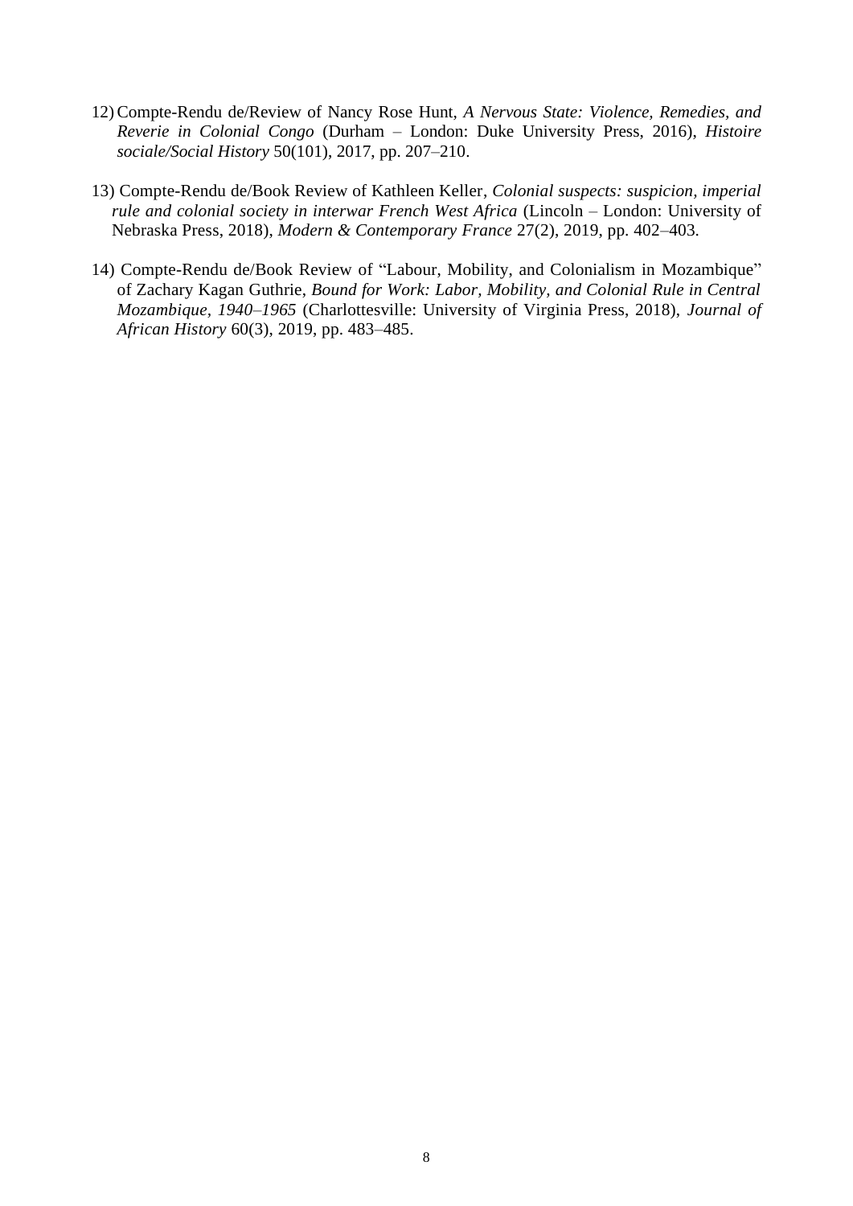12) Compte-Rendu de/Review of Nancy Rose Hunt, *A Nervous State: Violence, Remedies, and Reverie in Colonial Congo* (Durham – London: Duke University Press, 2016), *Histoire sociale/Social History* 50(101), 2017, pp. 207–210.

13) Compte-Rendu de/Book Review of Kathleen Keller, *Colonial suspects: suspicion, imperial rule and colonial society in interwar French West Africa* (Lincoln – London: University of Nebraska Press, 2018), *Modern & Contemporary France* 27(2), 2019, pp. 402–403.

14) Compte-Rendu de/Book Review of "Labour, Mobility, and Colonialism in Mozambique" of Zachary Kagan Guthrie, *Bound for Work: Labor, Mobility, and Colonial Rule in Central Mozambique, 1940–1965* (Charlottesville: University of Virginia Press, 2018), *Journal of African History* 60(3), 2019, pp. 483–485.